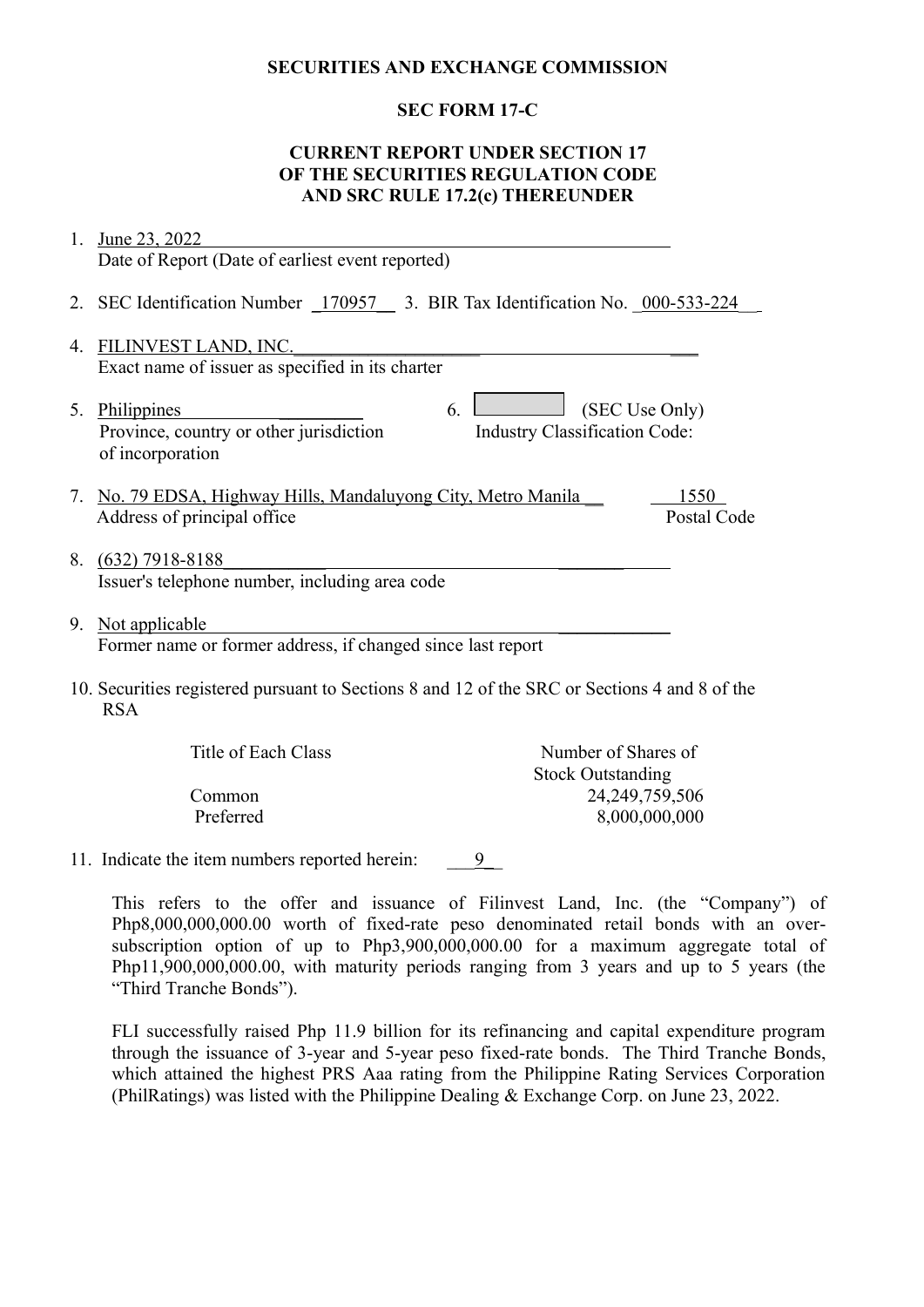**SECURITIES AND EXCHANGE COMMISSION**

**SEC FORM 17-C**

**CURRENT REPORT UNDER SECTION 17 OF THE SECURITIES REGULATION CODE AND SRC RULE 17.2(c) THEREUNDER**

1. June 23, 2022
   Date of Report (Date of earliest event reported)

2. SEC Identification Number 170957 3. BIR Tax Identification No. 000-533-224

4. FILINVEST LAND, INC.
   Exact name of issuer as specified in its charter

5. Philippines
   Province, country or other jurisdiction of incorporation

6. (SEC Use Only)
   Industry Classification Code:

7. No. 79 EDSA, Highway Hills, Mandaluyong City, Metro Manila 1550
   Address of principal office Postal Code

8. (632) 7918-8188
   Issuer's telephone number, including area code

9. Not applicable
   Former name or former address, if changed since last report

10. Securities registered pursuant to Sections 8 and 12 of the SRC or Sections 4 and 8 of the RSA

| Title of Each Class | Number of Shares of Stock Outstanding |
|---|---|
| Common | 24,249,759,506 |
| Preferred | 8,000,000,000 |

11. Indicate the item numbers reported herein: 9

This refers to the offer and issuance of Filinvest Land, Inc. (the "Company") of Php8,000,000,000.00 worth of fixed-rate peso denominated retail bonds with an over-subscription option of up to Php3,900,000,000.00 for a maximum aggregate total of Php11,900,000,000.00, with maturity periods ranging from 3 years and up to 5 years (the "Third Tranche Bonds").

FLI successfully raised Php 11.9 billion for its refinancing and capital expenditure program through the issuance of 3-year and 5-year peso fixed-rate bonds. The Third Tranche Bonds, which attained the highest PRS Aaa rating from the Philippine Rating Services Corporation (PhilRatings) was listed with the Philippine Dealing & Exchange Corp. on June 23, 2022.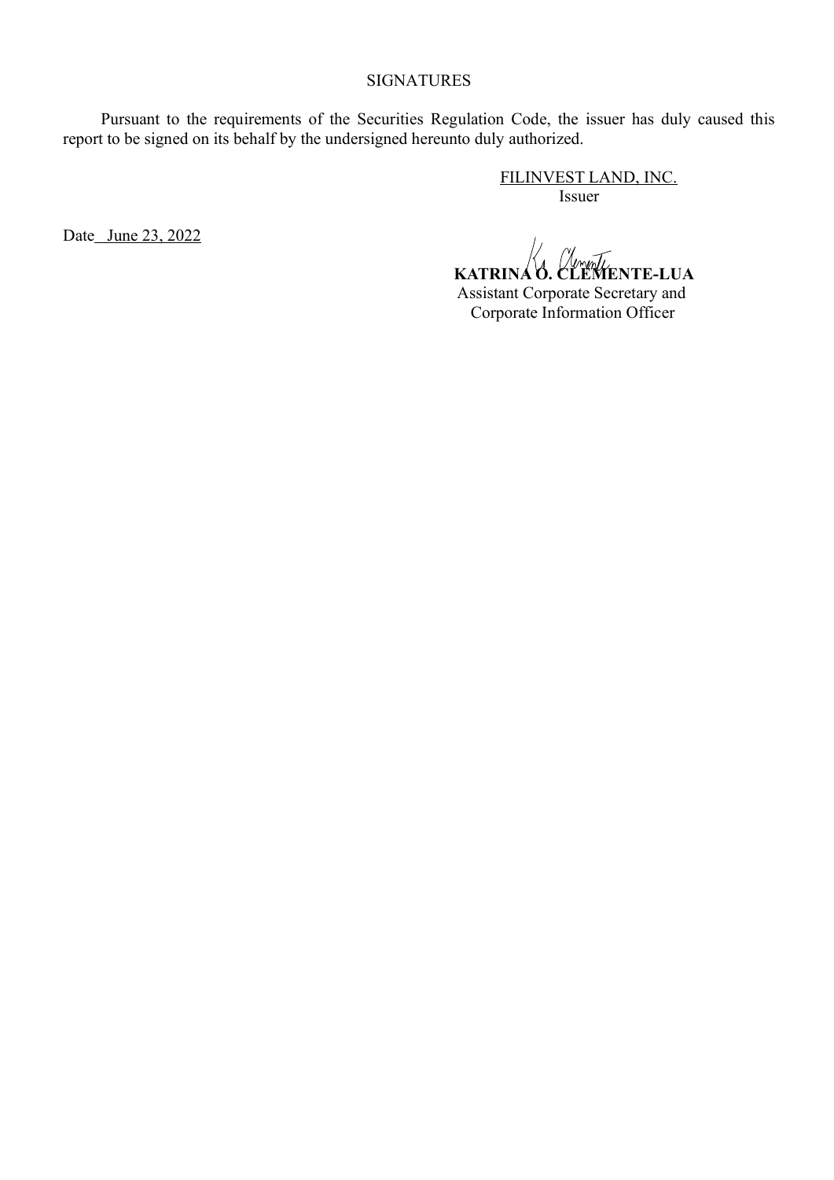SIGNATURES

Pursuant to the requirements of the Securities Regulation Code, the issuer has duly caused this report to be signed on its behalf by the undersigned hereunto duly authorized.

FILINVEST LAND, INC.
Issuer

Date June 23, 2022

**KATRINA O. CLEMENTE-LUA**
Assistant Corporate Secretary and
Corporate Information Officer